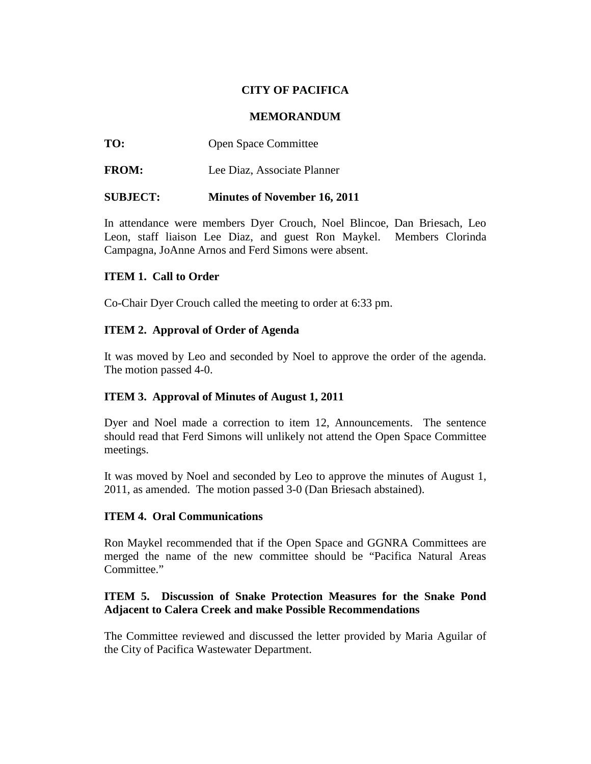**CITY OF PACIFICA**

**MEMORANDUM**

**TO:** Open Space Committee

**FROM:** Lee Diaz, Associate Planner

**SUBJECT: Minutes of November 16, 2011**

In attendance were members Dyer Crouch, Noel Blincoe, Dan Briesach, Leo Leon, staff liaison Lee Diaz, and guest Ron Maykel. Members Clorinda Campagna, JoAnne Arnos and Ferd Simons were absent.

**ITEM 1. Call to Order**

Co-Chair Dyer Crouch called the meeting to order at 6:33 pm.

**ITEM 2. Approval of Order of Agenda**

It was moved by Leo and seconded by Noel to approve the order of the agenda. The motion passed 4-0.

**ITEM 3. Approval of Minutes of August 1, 2011**

Dyer and Noel made a correction to item 12, Announcements. The sentence should read that Ferd Simons will unlikely not attend the Open Space Committee meetings.

It was moved by Noel and seconded by Leo to approve the minutes of August 1, 2011, as amended. The motion passed 3-0 (Dan Briesach abstained).

**ITEM 4. Oral Communications**

Ron Maykel recommended that if the Open Space and GGNRA Committees are merged the name of the new committee should be "Pacifica Natural Areas Committee."

**ITEM 5. Discussion of Snake Protection Measures for the Snake Pond Adjacent to Calera Creek and make Possible Recommendations**

The Committee reviewed and discussed the letter provided by Maria Aguilar of the City of Pacifica Wastewater Department.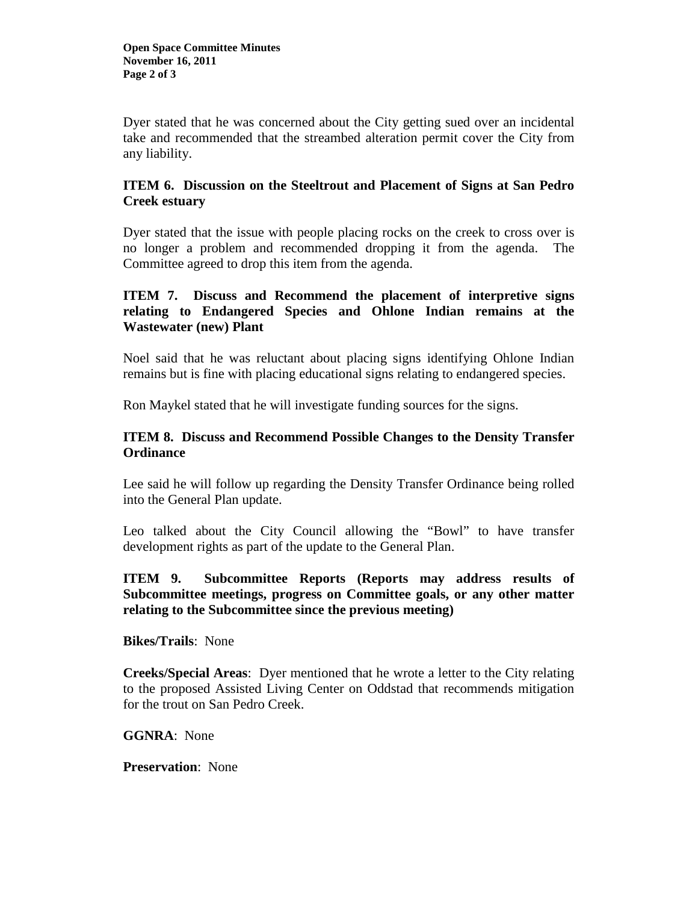Dyer stated that he was concerned about the City getting sued over an incidental take and recommended that the streambed alteration permit cover the City from any liability.

**ITEM 6. Discussion on the Steeltrout and Placement of Signs at San Pedro Creek estuary**

Dyer stated that the issue with people placing rocks on the creek to cross over is no longer a problem and recommended dropping it from the agenda. The Committee agreed to drop this item from the agenda.

**ITEM 7. Discuss and Recommend the placement of interpretive signs relating to Endangered Species and Ohlone Indian remains at the Wastewater (new) Plant**

Noel said that he was reluctant about placing signs identifying Ohlone Indian remains but is fine with placing educational signs relating to endangered species.

Ron Maykel stated that he will investigate funding sources for the signs.

**ITEM 8. Discuss and Recommend Possible Changes to the Density Transfer Ordinance**

Lee said he will follow up regarding the Density Transfer Ordinance being rolled into the General Plan update.

Leo talked about the City Council allowing the "Bowl" to have transfer development rights as part of the update to the General Plan.

**ITEM 9. Subcommittee Reports (Reports may address results of Subcommittee meetings, progress on Committee goals, or any other matter relating to the Subcommittee since the previous meeting)**

**Bikes/Trails**: None

**Creeks/Special Areas**: Dyer mentioned that he wrote a letter to the City relating to the proposed Assisted Living Center on Oddstad that recommends mitigation for the trout on San Pedro Creek.

**GGNRA**: None

**Preservation**: None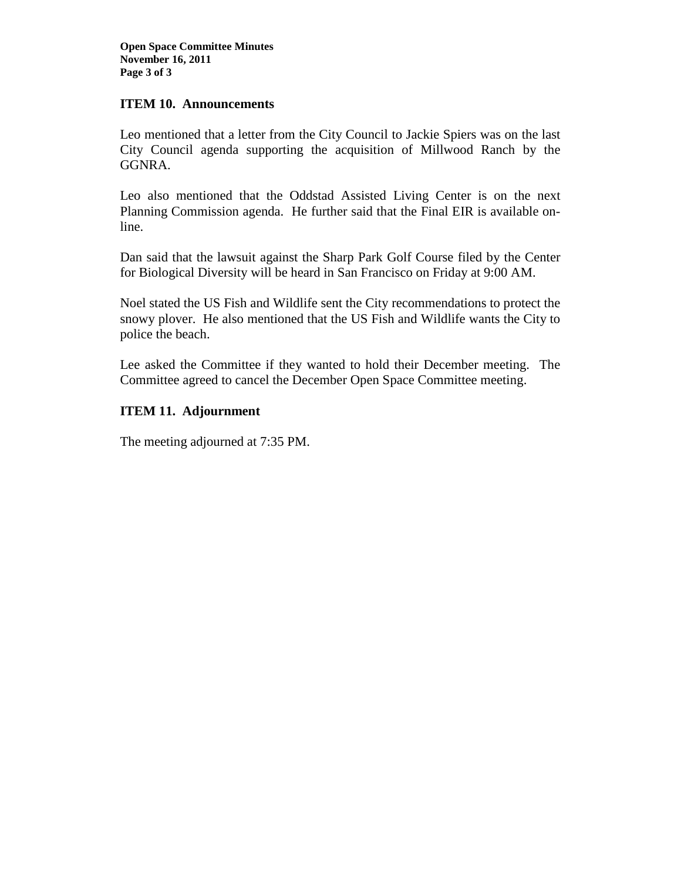## ITEM 10. Announcements

Leo mentioned that a letter from the City Council to Jackie Spiers was on the last City Council agenda supporting the acquisition of Millwood Ranch by the GGNRA.

Leo also mentioned that the Oddstad Assisted Living Center is on the next Planning Commission agenda. He further said that the Final EIR is available on-line.

Dan said that the lawsuit against the Sharp Park Golf Course filed by the Center for Biological Diversity will be heard in San Francisco on Friday at 9:00 AM.

Noel stated the US Fish and Wildlife sent the City recommendations to protect the snowy plover. He also mentioned that the US Fish and Wildlife wants the City to police the beach.

Lee asked the Committee if they wanted to hold their December meeting. The Committee agreed to cancel the December Open Space Committee meeting.

## ITEM 11. Adjournment

The meeting adjourned at 7:35 PM.